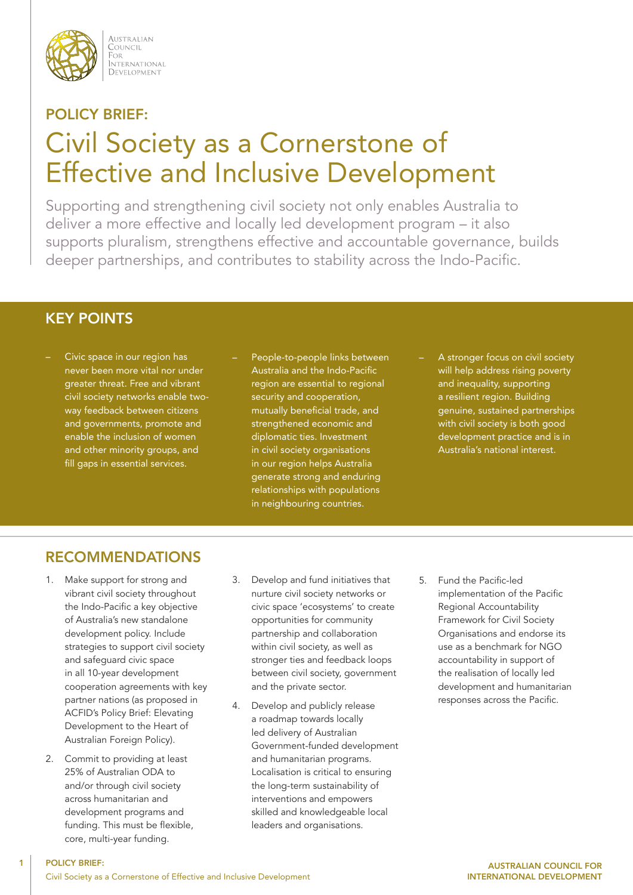Australian Council For International Development

**POLICY BRIEF:**

# Civil Society as a Cornerstone of Effective and Inclusive Development

Supporting and strengthening civil society not only enables Australia to deliver a more effective and locally led development program – it also supports pluralism, strengthens effective and accountable governance, builds deeper partnerships, and contributes to stability across the Indo-Pacific.

## KEY POINTS

- Civic space in our region has never been more vital nor under greater threat. Free and vibrant civil society networks enable two-way feedback between citizens and governments, promote and enable the inclusion of women and other minority groups, and fill gaps in essential services.
- People-to-people links between Australia and the Indo-Pacific region are essential to regional security and cooperation, mutually beneficial trade, and strengthened economic and diplomatic ties. Investment in civil society organisations in our region helps Australia generate strong and enduring relationships with populations in neighbouring countries.
- A stronger focus on civil society will help address rising poverty and inequality, supporting a resilient region. Building genuine, sustained partnerships with civil society is both good development practice and is in Australia's national interest.

## RECOMMENDATIONS

1. Make support for strong and vibrant civil society throughout the Indo-Pacific a key objective of Australia's new standalone development policy. Include strategies to support civil society and safeguard civic space in all 10-year development cooperation agreements with key partner nations (as proposed in ACFID's Policy Brief: Elevating Development to the Heart of Australian Foreign Policy).
2. Commit to providing at least 25% of Australian ODA to and/or through civil society across humanitarian and development programs and funding. This must be flexible, core, multi-year funding.
3. Develop and fund initiatives that nurture civil society networks or civic space 'ecosystems' to create opportunities for community partnership and collaboration within civil society, as well as stronger ties and feedback loops between civil society, government and the private sector.
4. Develop and publicly release a roadmap towards locally led delivery of Australian Government-funded development and humanitarian programs. Localisation is critical to ensuring the long-term sustainability of interventions and empowers skilled and knowledgeable local leaders and organisations.
5. Fund the Pacific-led implementation of the Pacific Regional Accountability Framework for Civil Society Organisations and endorse its use as a benchmark for NGO accountability in support of the realisation of locally led development and humanitarian responses across the Pacific.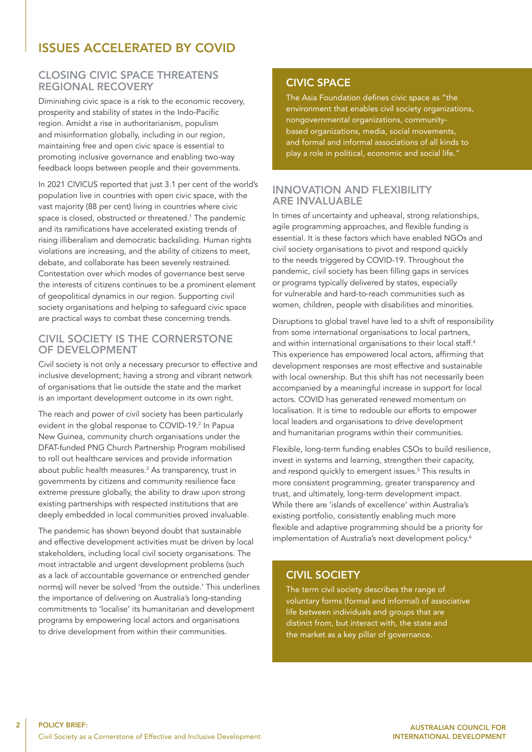# ISSUES ACCELERATED BY COVID

## CLOSING CIVIC SPACE THREATENS REGIONAL RECOVERY

Diminishing civic space is a risk to the economic recovery, prosperity and stability of states in the Indo-Pacific region. Amidst a rise in authoritarianism, populism and misinformation globally, including in our region, maintaining free and open civic space is essential to promoting inclusive governance and enabling two-way feedback loops between people and their governments.

In 2021 CIVICUS reported that just 3.1 per cent of the world's population live in countries with open civic space, with the vast majority (88 per cent) living in countries where civic space is closed, obstructed or threatened.[1] The pandemic and its ramifications have accelerated existing trends of rising illiberalism and democratic backsliding. Human rights violations are increasing, and the ability of citizens to meet, debate, and collaborate has been severely restrained. Contestation over which modes of governance best serve the interests of citizens continues to be a prominent element of geopolitical dynamics in our region. Supporting civil society organisations and helping to safeguard civic space are practical ways to combat these concerning trends.

## CIVIL SOCIETY IS THE CORNERSTONE OF DEVELOPMENT

Civil society is not only a necessary precursor to effective and inclusive development; having a strong and vibrant network of organisations that lie outside the state and the market is an important development outcome in its own right.

The reach and power of civil society has been particularly evident in the global response to COVID-19.[2] In Papua New Guinea, community church organisations under the DFAT-funded PNG Church Partnership Program mobilised to roll out healthcare services and provide information about public health measures.[3] As transparency, trust in governments by citizens and community resilience face extreme pressure globally, the ability to draw upon strong existing partnerships with respected institutions that are deeply embedded in local communities proved invaluable.

The pandemic has shown beyond doubt that sustainable and effective development activities must be driven by local stakeholders, including local civil society organisations. The most intractable and urgent development problems (such as a lack of accountable governance or entrenched gender norms) will never be solved 'from the outside.' This underlines the importance of delivering on Australia's long-standing commitments to 'localise' its humanitarian and development programs by empowering local actors and organisations to drive development from within their communities.

## CIVIC SPACE

The Asia Foundation defines civic space as "the environment that enables civil society organizations, nongovernmental organizations, community-based organizations, media, social movements, and formal and informal associations of all kinds to play a role in political, economic and social life."

## INNOVATION AND FLEXIBILITY ARE INVALUABLE

In times of uncertainty and upheaval, strong relationships, agile programming approaches, and flexible funding is essential. It is these factors which have enabled NGOs and civil society organisations to pivot and respond quickly to the needs triggered by COVID-19. Throughout the pandemic, civil society has been filling gaps in services or programs typically delivered by states, especially for vulnerable and hard-to-reach communities such as women, children, people with disabilities and minorities.

Disruptions to global travel have led to a shift of responsibility from some international organisations to local partners, and within international organisations to their local staff.[4] This experience has empowered local actors, affirming that development responses are most effective and sustainable with local ownership. But this shift has not necessarily been accompanied by a meaningful increase in support for local actors. COVID has generated renewed momentum on localisation. It is time to redouble our efforts to empower local leaders and organisations to drive development and humanitarian programs within their communities.

Flexible, long-term funding enables CSOs to build resilience, invest in systems and learning, strengthen their capacity, and respond quickly to emergent issues.[5] This results in more consistent programming, greater transparency and trust, and ultimately, long-term development impact. While there are 'islands of excellence' within Australia's existing portfolio, consistently enabling much more flexible and adaptive programming should be a priority for implementation of Australia's next development policy.[6]

## CIVIL SOCIETY

The term civil society describes the range of voluntary forms (formal and informal) of associative life between individuals and groups that are distinct from, but interact with, the state and the market as a key pillar of governance.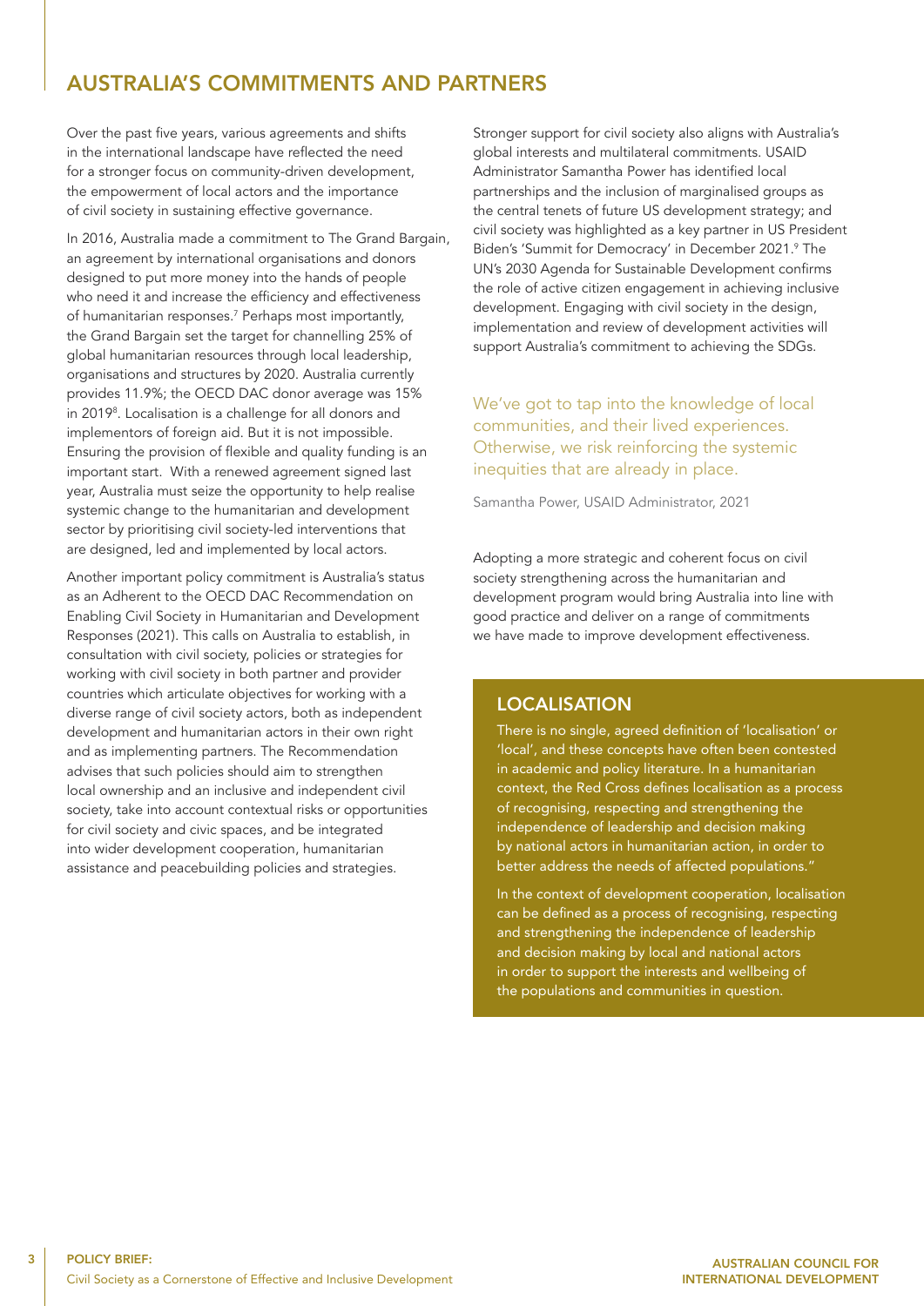## AUSTRALIA'S COMMITMENTS AND PARTNERS

Over the past five years, various agreements and shifts in the international landscape have reflected the need for a stronger focus on community-driven development, the empowerment of local actors and the importance of civil society in sustaining effective governance.

In 2016, Australia made a commitment to The Grand Bargain, an agreement by international organisations and donors designed to put more money into the hands of people who need it and increase the efficiency and effectiveness of humanitarian responses.[7] Perhaps most importantly, the Grand Bargain set the target for channelling 25% of global humanitarian resources through local leadership, organisations and structures by 2020. Australia currently provides 11.9%; the OECD DAC donor average was 15% in 2019[8]. Localisation is a challenge for all donors and implementors of foreign aid. But it is not impossible. Ensuring the provision of flexible and quality funding is an important start. With a renewed agreement signed last year, Australia must seize the opportunity to help realise systemic change to the humanitarian and development sector by prioritising civil society-led interventions that are designed, led and implemented by local actors.

Another important policy commitment is Australia's status as an Adherent to the OECD DAC Recommendation on Enabling Civil Society in Humanitarian and Development Responses (2021). This calls on Australia to establish, in consultation with civil society, policies or strategies for working with civil society in both partner and provider countries which articulate objectives for working with a diverse range of civil society actors, both as independent development and humanitarian actors in their own right and as implementing partners. The Recommendation advises that such policies should aim to strengthen local ownership and an inclusive and independent civil society, take into account contextual risks or opportunities for civil society and civic spaces, and be integrated into wider development cooperation, humanitarian assistance and peacebuilding policies and strategies.

Stronger support for civil society also aligns with Australia's global interests and multilateral commitments. USAID Administrator Samantha Power has identified local partnerships and the inclusion of marginalised groups as the central tenets of future US development strategy; and civil society was highlighted as a key partner in US President Biden's 'Summit for Democracy' in December 2021.[9] The UN's 2030 Agenda for Sustainable Development confirms the role of active citizen engagement in achieving inclusive development. Engaging with civil society in the design, implementation and review of development activities will support Australia's commitment to achieving the SDGs.

> We've got to tap into the knowledge of local communities, and their lived experiences. Otherwise, we risk reinforcing the systemic inequities that are already in place.
>
> Samantha Power, USAID Administrator, 2021

Adopting a more strategic and coherent focus on civil society strengthening across the humanitarian and development program would bring Australia into line with good practice and deliver on a range of commitments we have made to improve development effectiveness.

### LOCALISATION

There is no single, agreed definition of 'localisation' or 'local', and these concepts have often been contested in academic and policy literature. In a humanitarian context, the Red Cross defines localisation as a process of recognising, respecting and strengthening the independence of leadership and decision making by national actors in humanitarian action, in order to better address the needs of affected populations."

In the context of development cooperation, localisation can be defined as a process of recognising, respecting and strengthening the independence of leadership and decision making by local and national actors in order to support the interests and wellbeing of the populations and communities in question.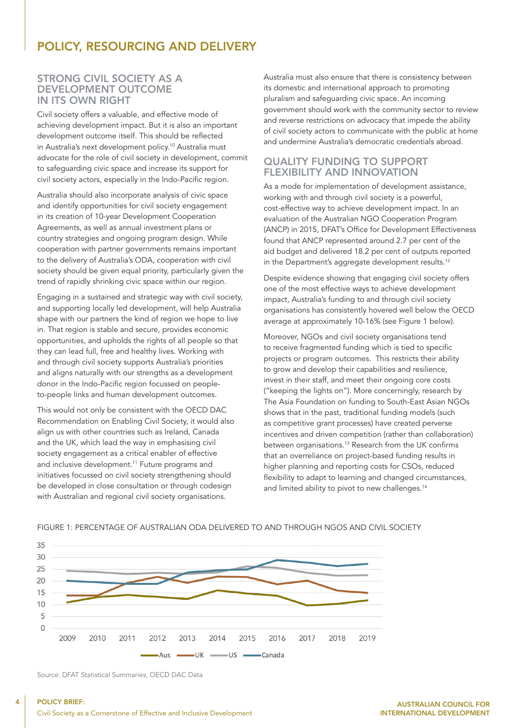# POLICY, RESOURCING AND DELIVERY

## STRONG CIVIL SOCIETY AS A DEVELOPMENT OUTCOME IN ITS OWN RIGHT

Civil society offers a valuable, and effective mode of achieving development impact. But it is also an important development outcome itself. This should be reflected in Australia's next development policy.[10] Australia must advocate for the role of civil society in development, commit to safeguarding civic space and increase its support for civil society actors, especially in the Indo-Pacific region.

Australia should also incorporate analysis of civic space and identify opportunities for civil society engagement in its creation of 10-year Development Cooperation Agreements, as well as annual investment plans or country strategies and ongoing program design. While cooperation with partner governments remains important to the delivery of Australia's ODA, cooperation with civil society should be given equal priority, particularly given the trend of rapidly shrinking civic space within our region.

Engaging in a sustained and strategic way with civil society, and supporting locally led development, will help Australia shape with our partners the kind of region we hope to live in. That region is stable and secure, provides economic opportunities, and upholds the rights of all people so that they can lead full, free and healthy lives. Working with and through civil society supports Australia's priorities and aligns naturally with our strengths as a development donor in the Indo-Pacific region focussed on people-to-people links and human development outcomes.

This would not only be consistent with the OECD DAC Recommendation on Enabling Civil Society, it would also align us with other countries such as Ireland, Canada and the UK, which lead the way in emphasising civil society engagement as a critical enabler of effective and inclusive development.[11] Future programs and initiatives focussed on civil society strengthening should be developed in close consultation or through codesign with Australian and regional civil society organisations.

Australia must also ensure that there is consistency between its domestic and international approach to promoting pluralism and safeguarding civic space. An incoming government should work with the community sector to review and reverse restrictions on advocacy that impede the ability of civil society actors to communicate with the public at home and undermine Australia's democratic credentials abroad.

## QUALITY FUNDING TO SUPPORT FLEXIBILITY AND INNOVATION

As a mode for implementation of development assistance, working with and through civil society is a powerful, cost-effective way to achieve development impact. In an evaluation of the Australian NGO Cooperation Program (ANCP) in 2015, DFAT's Office for Development Effectiveness found that ANCP represented around 2.7 per cent of the aid budget and delivered 18.2 per cent of outputs reported in the Department's aggregate development results.[12]

Despite evidence showing that engaging civil society offers one of the most effective ways to achieve development impact, Australia's funding to and through civil society organisations has consistently hovered well below the OECD average at approximately 10-16% (see Figure 1 below).

Moreover, NGOs and civil society organisations tend to receive fragmented funding which is tied to specific projects or program outcomes. This restricts their ability to grow and develop their capabilities and resilience, invest in their staff, and meet their ongoing core costs ("keeping the lights on"). More concerningly, research by The Asia Foundation on funding to South-East Asian NGOs shows that in the past, traditional funding models (such as competitive grant processes) have created perverse incentives and driven competition (rather than collaboration) between organisations.[13] Research from the UK confirms that an overreliance on project-based funding results in higher planning and reporting costs for CSOs, reduced flexibility to adapt to learning and changed circumstances, and limited ability to pivot to new challenges.[14]

FIGURE 1: PERCENTAGE OF AUSTRALIAN ODA DELIVERED TO AND THROUGH NGOS AND CIVIL SOCIETY

Source: DFAT Statistical Summaries, OECD DAC Data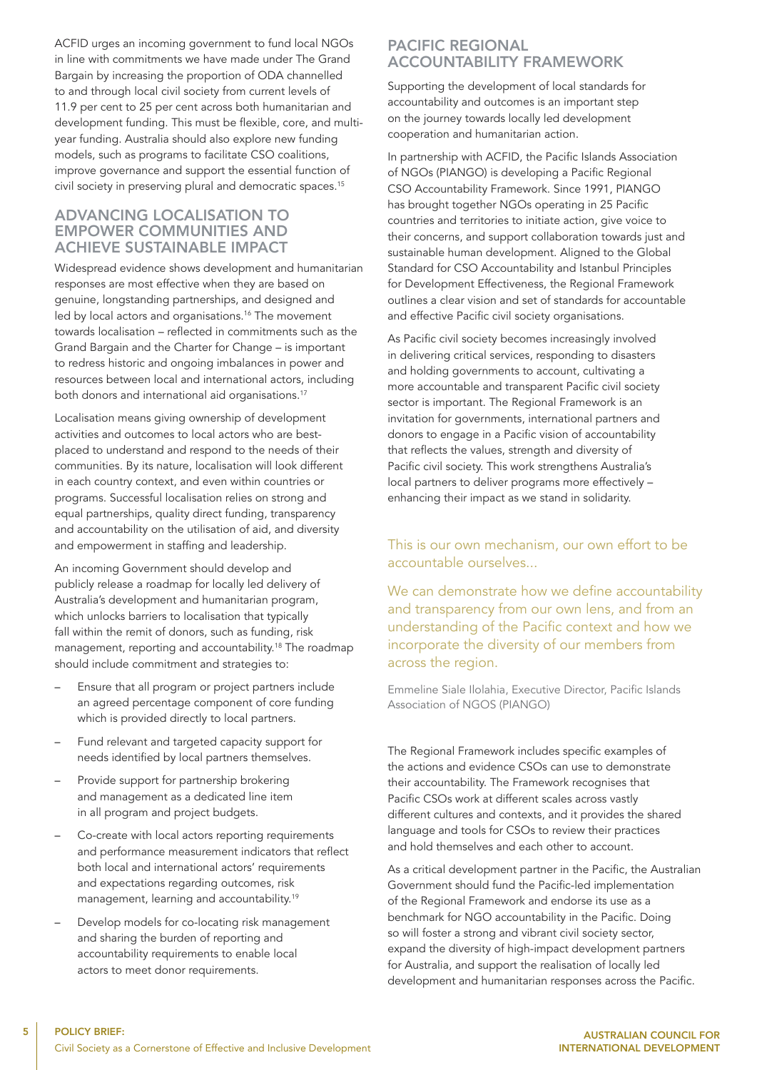ACFID urges an incoming government to fund local NGOs in line with commitments we have made under The Grand Bargain by increasing the proportion of ODA channelled to and through local civil society from current levels of 11.9 per cent to 25 per cent across both humanitarian and development funding. This must be flexible, core, and multi-year funding. Australia should also explore new funding models, such as programs to facilitate CSO coalitions, improve governance and support the essential function of civil society in preserving plural and democratic spaces.[15]

## ADVANCING LOCALISATION TO EMPOWER COMMUNITIES AND ACHIEVE SUSTAINABLE IMPACT

Widespread evidence shows development and humanitarian responses are most effective when they are based on genuine, longstanding partnerships, and designed and led by local actors and organisations.[16] The movement towards localisation – reflected in commitments such as the Grand Bargain and the Charter for Change – is important to redress historic and ongoing imbalances in power and resources between local and international actors, including both donors and international aid organisations.[17]

Localisation means giving ownership of development activities and outcomes to local actors who are best-placed to understand and respond to the needs of their communities. By its nature, localisation will look different in each country context, and even within countries or programs. Successful localisation relies on strong and equal partnerships, quality direct funding, transparency and accountability on the utilisation of aid, and diversity and empowerment in staffing and leadership.

An incoming Government should develop and publicly release a roadmap for locally led delivery of Australia's development and humanitarian program, which unlocks barriers to localisation that typically fall within the remit of donors, such as funding, risk management, reporting and accountability.[18] The roadmap should include commitment and strategies to:

- Ensure that all program or project partners include an agreed percentage component of core funding which is provided directly to local partners.
- Fund relevant and targeted capacity support for needs identified by local partners themselves.
- Provide support for partnership brokering and management as a dedicated line item in all program and project budgets.
- Co-create with local actors reporting requirements and performance measurement indicators that reflect both local and international actors' requirements and expectations regarding outcomes, risk management, learning and accountability.[19]
- Develop models for co-locating risk management and sharing the burden of reporting and accountability requirements to enable local actors to meet donor requirements.

## PACIFIC REGIONAL ACCOUNTABILITY FRAMEWORK

Supporting the development of local standards for accountability and outcomes is an important step on the journey towards locally led development cooperation and humanitarian action.

In partnership with ACFID, the Pacific Islands Association of NGOs (PIANGO) is developing a Pacific Regional CSO Accountability Framework. Since 1991, PIANGO has brought together NGOs operating in 25 Pacific countries and territories to initiate action, give voice to their concerns, and support collaboration towards just and sustainable human development. Aligned to the Global Standard for CSO Accountability and Istanbul Principles for Development Effectiveness, the Regional Framework outlines a clear vision and set of standards for accountable and effective Pacific civil society organisations.

As Pacific civil society becomes increasingly involved in delivering critical services, responding to disasters and holding governments to account, cultivating a more accountable and transparent Pacific civil society sector is important. The Regional Framework is an invitation for governments, international partners and donors to engage in a Pacific vision of accountability that reflects the values, strength and diversity of Pacific civil society. This work strengthens Australia's local partners to deliver programs more effectively – enhancing their impact as we stand in solidarity.

> This is our own mechanism, our own effort to be accountable ourselves...
>
> We can demonstrate how we define accountability and transparency from our own lens, and from an understanding of the Pacific context and how we incorporate the diversity of our members from across the region.
>
> Emmeline Siale Ilolahia, Executive Director, Pacific Islands Association of NGOS (PIANGO)

The Regional Framework includes specific examples of the actions and evidence CSOs can use to demonstrate their accountability. The Framework recognises that Pacific CSOs work at different scales across vastly different cultures and contexts, and it provides the shared language and tools for CSOs to review their practices and hold themselves and each other to account.

As a critical development partner in the Pacific, the Australian Government should fund the Pacific-led implementation of the Regional Framework and endorse its use as a benchmark for NGO accountability in the Pacific. Doing so will foster a strong and vibrant civil society sector, expand the diversity of high-impact development partners for Australia, and support the realisation of locally led development and humanitarian responses across the Pacific.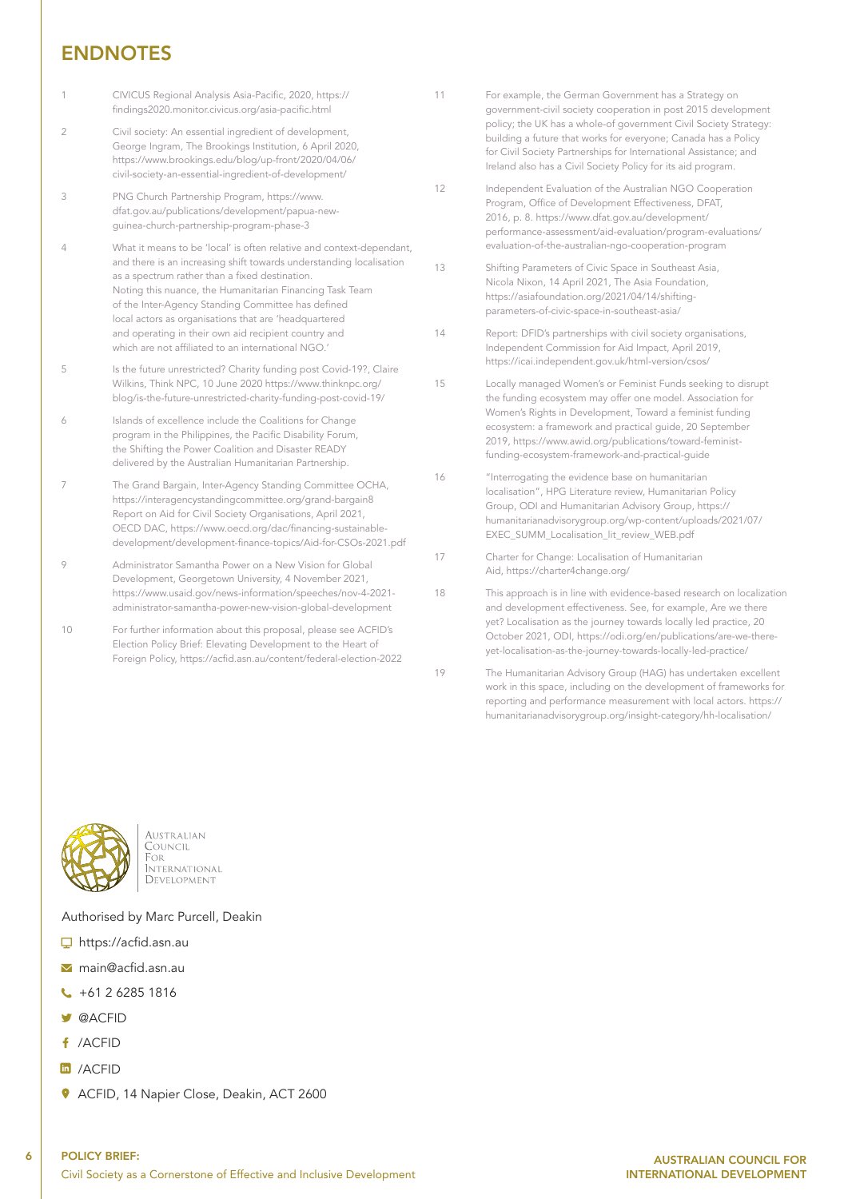## ENDNOTES

1. CIVICUS Regional Analysis Asia-Pacific, 2020, https://findings2020.monitor.civicus.org/asia-pacific.html

2. Civil society: An essential ingredient of development, George Ingram, The Brookings Institution, 6 April 2020, https://www.brookings.edu/blog/up-front/2020/04/06/civil-society-an-essential-ingredient-of-development/

3. PNG Church Partnership Program, https://www.dfat.gov.au/publications/development/papua-new-guinea-church-partnership-program-phase-3

4. What it means to be 'local' is often relative and context-dependant, and there is an increasing shift towards understanding localisation as a spectrum rather than a fixed destination. Noting this nuance, the Humanitarian Financing Task Team of the Inter-Agency Standing Committee has defined local actors as organisations that are 'headquartered and operating in their own aid recipient country and which are not affiliated to an international NGO.'

5. Is the future unrestricted? Charity funding post Covid-19?, Claire Wilkins, Think NPC, 10 June 2020 https://www.thinknpc.org/blog/is-the-future-unrestricted-charity-funding-post-covid-19/

6. Islands of excellence include the Coalitions for Change program in the Philippines, the Pacific Disability Forum, the Shifting the Power Coalition and Disaster READY delivered by the Australian Humanitarian Partnership.

7. The Grand Bargain, Inter-Agency Standing Committee OCHA, https://interagencystandingcommittee.org/grand-bargain8 Report on Aid for Civil Society Organisations, April 2021, OECD DAC, https://www.oecd.org/dac/financing-sustainable-development/development-finance-topics/Aid-for-CSOs-2021.pdf

9. Administrator Samantha Power on a New Vision for Global Development, Georgetown University, 4 November 2021, https://www.usaid.gov/news-information/speeches/nov-4-2021-administrator-samantha-power-new-vision-global-development

10. For further information about this proposal, please see ACFID's Election Policy Brief: Elevating Development to the Heart of Foreign Policy, https://acfid.asn.au/content/federal-election-2022

11. For example, the German Government has a Strategy on government-civil society cooperation in post 2015 development policy; the UK has a whole-of government Civil Society Strategy: building a future that works for everyone; Canada has a Policy for Civil Society Partnerships for International Assistance; and Ireland also has a Civil Society Policy for its aid program.

12. Independent Evaluation of the Australian NGO Cooperation Program, Office of Development Effectiveness, DFAT, 2016, p. 8. https://www.dfat.gov.au/development/performance-assessment/aid-evaluation/program-evaluations/evaluation-of-the-australian-ngo-cooperation-program

13. Shifting Parameters of Civic Space in Southeast Asia, Nicola Nixon, 14 April 2021, The Asia Foundation, https://asiafoundation.org/2021/04/14/shifting-parameters-of-civic-space-in-southeast-asia/

14. Report: DFID's partnerships with civil society organisations, Independent Commission for Aid Impact, April 2019, https://icai.independent.gov.uk/html-version/csos/

15. Locally managed Women's or Feminist Funds seeking to disrupt the funding ecosystem may offer one model. Association for Women's Rights in Development, Toward a feminist funding ecosystem: a framework and practical guide, 20 September 2019, https://www.awid.org/publications/toward-feminist-funding-ecosystem-framework-and-practical-guide

16. "Interrogating the evidence base on humanitarian localisation", HPG Literature review, Humanitarian Policy Group, ODI and Humanitarian Advisory Group, https://humanitarianadvisorygroup.org/wp-content/uploads/2021/07/EXEC_SUMM_Localisation_lit_review_WEB.pdf

17. Charter for Change: Localisation of Humanitarian Aid, https://charter4change.org/

18. This approach is in line with evidence-based research on localization and development effectiveness. See, for example, Are we there yet? Localisation as the journey towards locally led practice, 20 October 2021, ODI, https://odi.org/en/publications/are-we-there-yet-localisation-as-the-journey-towards-locally-led-practice/

19. The Humanitarian Advisory Group (HAG) has undertaken excellent work in this space, including on the development of frameworks for reporting and performance measurement with local actors. https://humanitarianadvisorygroup.org/insight-category/hh-localisation/

Australian Council For International Development

Authorised by Marc Purcell, Deakin

- https://acfid.asn.au
- main@acfid.asn.au
- +61 2 6285 1816
- @ACFID
- /ACFID
- /ACFID
- ACFID, 14 Napier Close, Deakin, ACT 2600